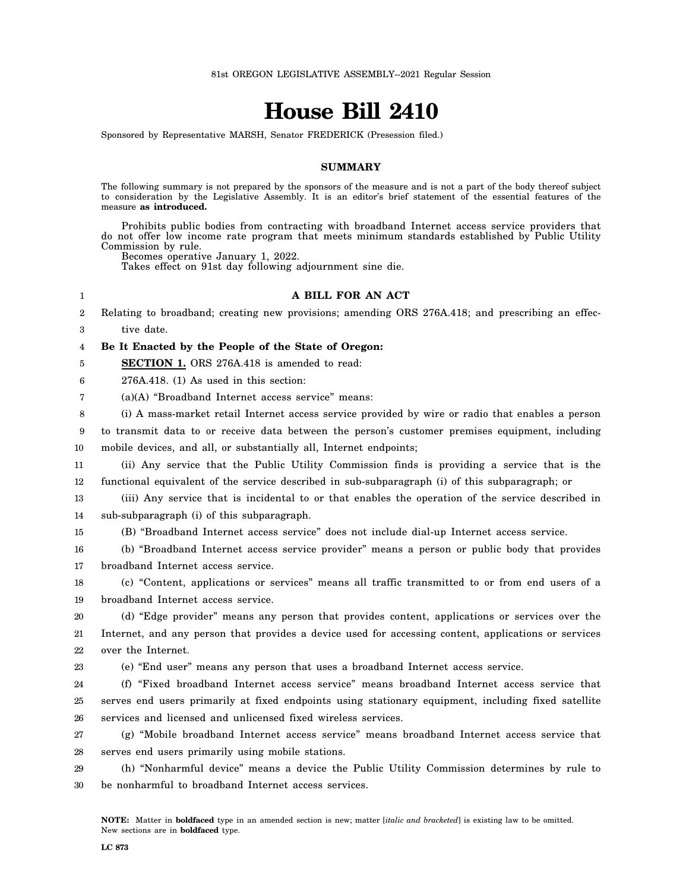81st OREGON LEGISLATIVE ASSEMBLY--2021 Regular Session

# House Bill 2410

Sponsored by Representative MARSH, Senator FREDERICK (Presession filed.)

## SUMMARY

The following summary is not prepared by the sponsors of the measure and is not a part of the body thereof subject to consideration by the Legislative Assembly. It is an editor's brief statement of the essential features of the measure **as introduced.**

Prohibits public bodies from contracting with broadband Internet access service providers that do not offer low income rate program that meets minimum standards established by Public Utility Commission by rule.

Becomes operative January 1, 2022.

Takes effect on 91st day following adjournment sine die.

**A BILL FOR AN ACT**

Relating to broadband; creating new provisions; amending ORS 276A.418; and prescribing an effective date.

**Be It Enacted by the People of the State of Oregon:**

**SECTION 1.** ORS 276A.418 is amended to read:

276A.418. (1) As used in this section:

(a)(A) "Broadband Internet access service" means:

(i) A mass-market retail Internet access service provided by wire or radio that enables a person to transmit data to or receive data between the person's customer premises equipment, including mobile devices, and all, or substantially all, Internet endpoints;

(ii) Any service that the Public Utility Commission finds is providing a service that is the functional equivalent of the service described in sub-subparagraph (i) of this subparagraph; or

(iii) Any service that is incidental to or that enables the operation of the service described in sub-subparagraph (i) of this subparagraph.

(B) "Broadband Internet access service" does not include dial-up Internet access service.

(b) "Broadband Internet access service provider" means a person or public body that provides broadband Internet access service.

(c) "Content, applications or services" means all traffic transmitted to or from end users of a broadband Internet access service.

(d) "Edge provider" means any person that provides content, applications or services over the Internet, and any person that provides a device used for accessing content, applications or services over the Internet.

(e) "End user" means any person that uses a broadband Internet access service.

(f) "Fixed broadband Internet access service" means broadband Internet access service that serves end users primarily at fixed endpoints using stationary equipment, including fixed satellite services and licensed and unlicensed fixed wireless services.

(g) "Mobile broadband Internet access service" means broadband Internet access service that serves end users primarily using mobile stations.

(h) "Nonharmful device" means a device the Public Utility Commission determines by rule to be nonharmful to broadband Internet access services.

**NOTE:** Matter in **boldfaced** type in an amended section is new; matter [*italic and bracketed*] is existing law to be omitted. New sections are in **boldfaced** type.

LC 873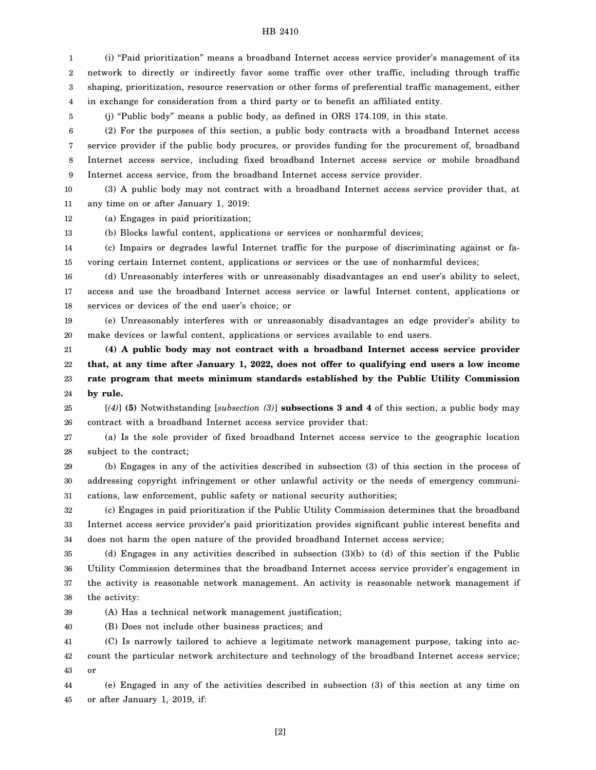(i) "Paid prioritization" means a broadband Internet access service provider's management of its network to directly or indirectly favor some traffic over other traffic, including through traffic shaping, prioritization, resource reservation or other forms of preferential traffic management, either in exchange for consideration from a third party or to benefit an affiliated entity.

(j) "Public body" means a public body, as defined in ORS 174.109, in this state.

(2) For the purposes of this section, a public body contracts with a broadband Internet access service provider if the public body procures, or provides funding for the procurement of, broadband Internet access service, including fixed broadband Internet access service or mobile broadband Internet access service, from the broadband Internet access service provider.

(3) A public body may not contract with a broadband Internet access service provider that, at any time on or after January 1, 2019:

(a) Engages in paid prioritization;

(b) Blocks lawful content, applications or services or nonharmful devices;

(c) Impairs or degrades lawful Internet traffic for the purpose of discriminating against or favoring certain Internet content, applications or services or the use of nonharmful devices;

(d) Unreasonably interferes with or unreasonably disadvantages an end user's ability to select, access and use the broadband Internet access service or lawful Internet content, applications or services or devices of the end user's choice; or

(e) Unreasonably interferes with or unreasonably disadvantages an edge provider's ability to make devices or lawful content, applications or services available to end users.

**(4) A public body may not contract with a broadband Internet access service provider that, at any time after January 1, 2022, does not offer to qualifying end users a low income rate program that meets minimum standards established by the Public Utility Commission by rule.**

[*(4)*] **(5)** Notwithstanding [*subsection (3)*] **subsections 3 and 4** of this section, a public body may contract with a broadband Internet access service provider that:

(a) Is the sole provider of fixed broadband Internet access service to the geographic location subject to the contract;

(b) Engages in any of the activities described in subsection (3) of this section in the process of addressing copyright infringement or other unlawful activity or the needs of emergency communications, law enforcement, public safety or national security authorities;

(c) Engages in paid prioritization if the Public Utility Commission determines that the broadband Internet access service provider's paid prioritization provides significant public interest benefits and does not harm the open nature of the provided broadband Internet access service;

(d) Engages in any activities described in subsection (3)(b) to (d) of this section if the Public Utility Commission determines that the broadband Internet access service provider's engagement in the activity is reasonable network management. An activity is reasonable network management if the activity:

(A) Has a technical network management justification;

(B) Does not include other business practices; and

(C) Is narrowly tailored to achieve a legitimate network management purpose, taking into account the particular network architecture and technology of the broadband Internet access service; or

(e) Engaged in any of the activities described in subsection (3) of this section at any time on or after January 1, 2019, if: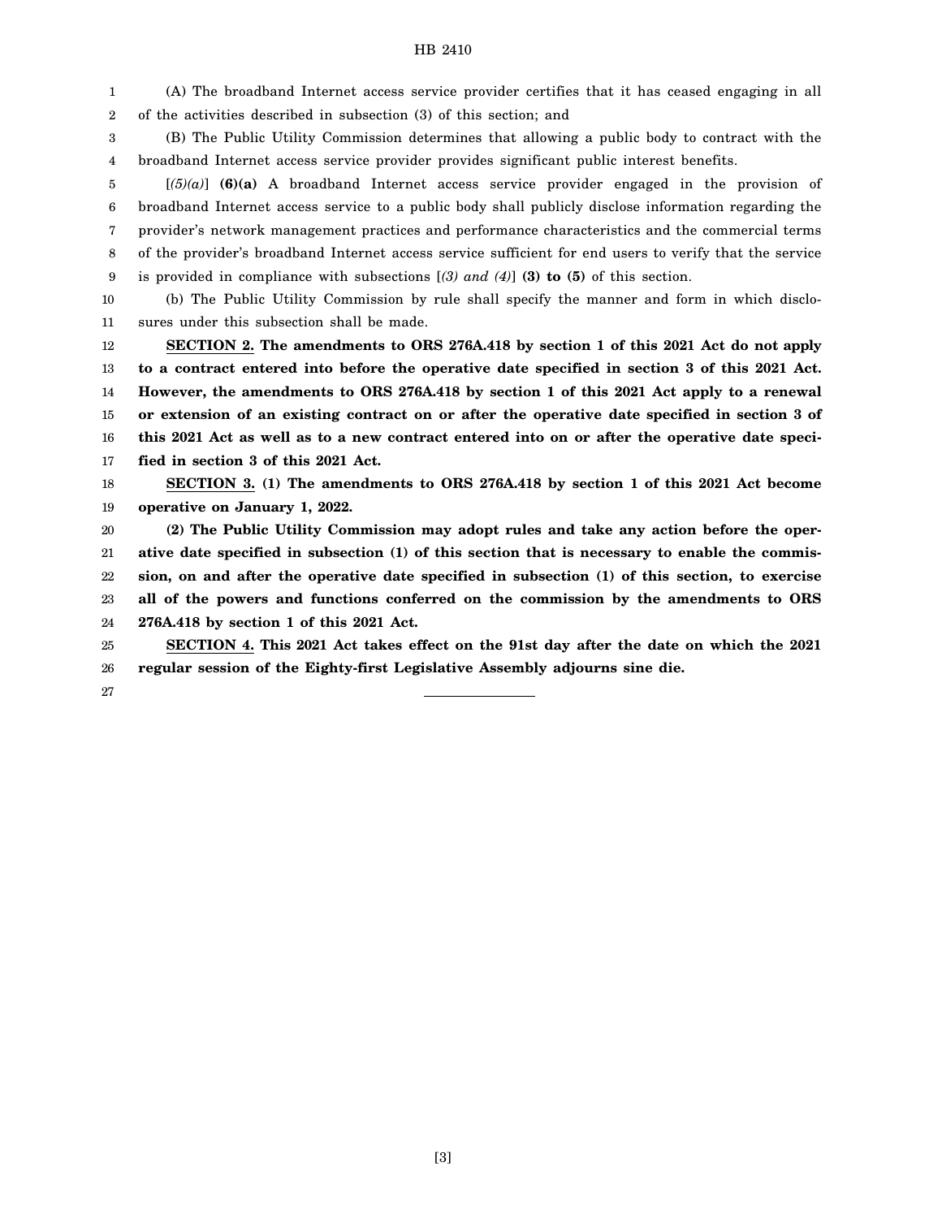(A) The broadband Internet access service provider certifies that it has ceased engaging in all of the activities described in subsection (3) of this section; and

(B) The Public Utility Commission determines that allowing a public body to contract with the broadband Internet access service provider provides significant public interest benefits.

[*(5)(a)*] **(6)(a)** A broadband Internet access service provider engaged in the provision of broadband Internet access service to a public body shall publicly disclose information regarding the provider's network management practices and performance characteristics and the commercial terms of the provider's broadband Internet access service sufficient for end users to verify that the service is provided in compliance with subsections [*(3) and (4)*] **(3) to (5)** of this section.

(b) The Public Utility Commission by rule shall specify the manner and form in which disclosures under this subsection shall be made.

**SECTION 2. The amendments to ORS 276A.418 by section 1 of this 2021 Act do not apply to a contract entered into before the operative date specified in section 3 of this 2021 Act. However, the amendments to ORS 276A.418 by section 1 of this 2021 Act apply to a renewal or extension of an existing contract on or after the operative date specified in section 3 of this 2021 Act as well as to a new contract entered into on or after the operative date specified in section 3 of this 2021 Act.**

**SECTION 3. (1) The amendments to ORS 276A.418 by section 1 of this 2021 Act become operative on January 1, 2022.**

**(2) The Public Utility Commission may adopt rules and take any action before the operative date specified in subsection (1) of this section that is necessary to enable the commission, on and after the operative date specified in subsection (1) of this section, to exercise all of the powers and functions conferred on the commission by the amendments to ORS 276A.418 by section 1 of this 2021 Act.**

**SECTION 4. This 2021 Act takes effect on the 91st day after the date on which the 2021 regular session of the Eighty-first Legislative Assembly adjourns sine die.**